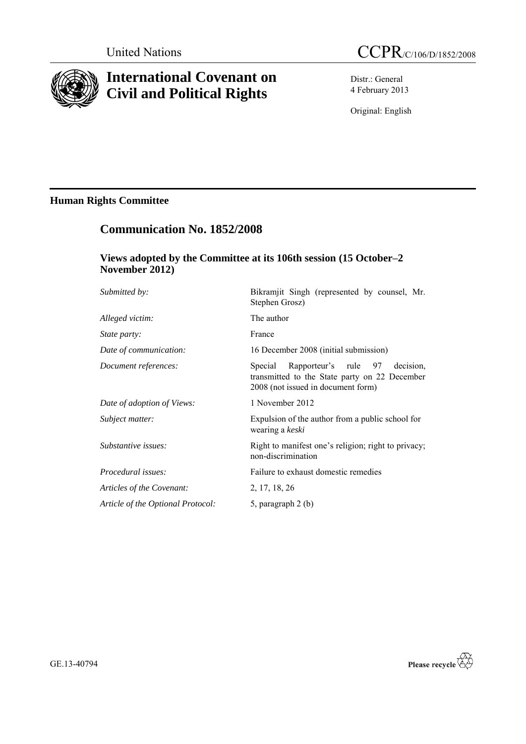United Nations

# CCPR/C/106/D/1852/2008

# International Covenant on Civil and Political Rights

Distr.: General
4 February 2013

Original: English

## Human Rights Committee

## Communication No. 1852/2008

### Views adopted by the Committee at its 106th session (15 October–2 November 2012)

| | |
|---|---|
| *Submitted by:* | Bikramjit Singh (represented by counsel, Mr. Stephen Grosz) |
| *Alleged victim:* | The author |
| *State party:* | France |
| *Date of communication:* | 16 December 2008 (initial submission) |
| *Document references:* | Special Rapporteur's rule 97 decision, transmitted to the State party on 22 December 2008 (not issued in document form) |
| *Date of adoption of Views:* | 1 November 2012 |
| *Subject matter:* | Expulsion of the author from a public school for wearing a *keski* |
| *Substantive issues:* | Right to manifest one's religion; right to privacy; non-discrimination |
| *Procedural issues:* | Failure to exhaust domestic remedies |
| *Articles of the Covenant:* | 2, 17, 18, 26 |
| *Article of the Optional Protocol:* | 5, paragraph 2 (b) |

GE.13-40794

Please recycle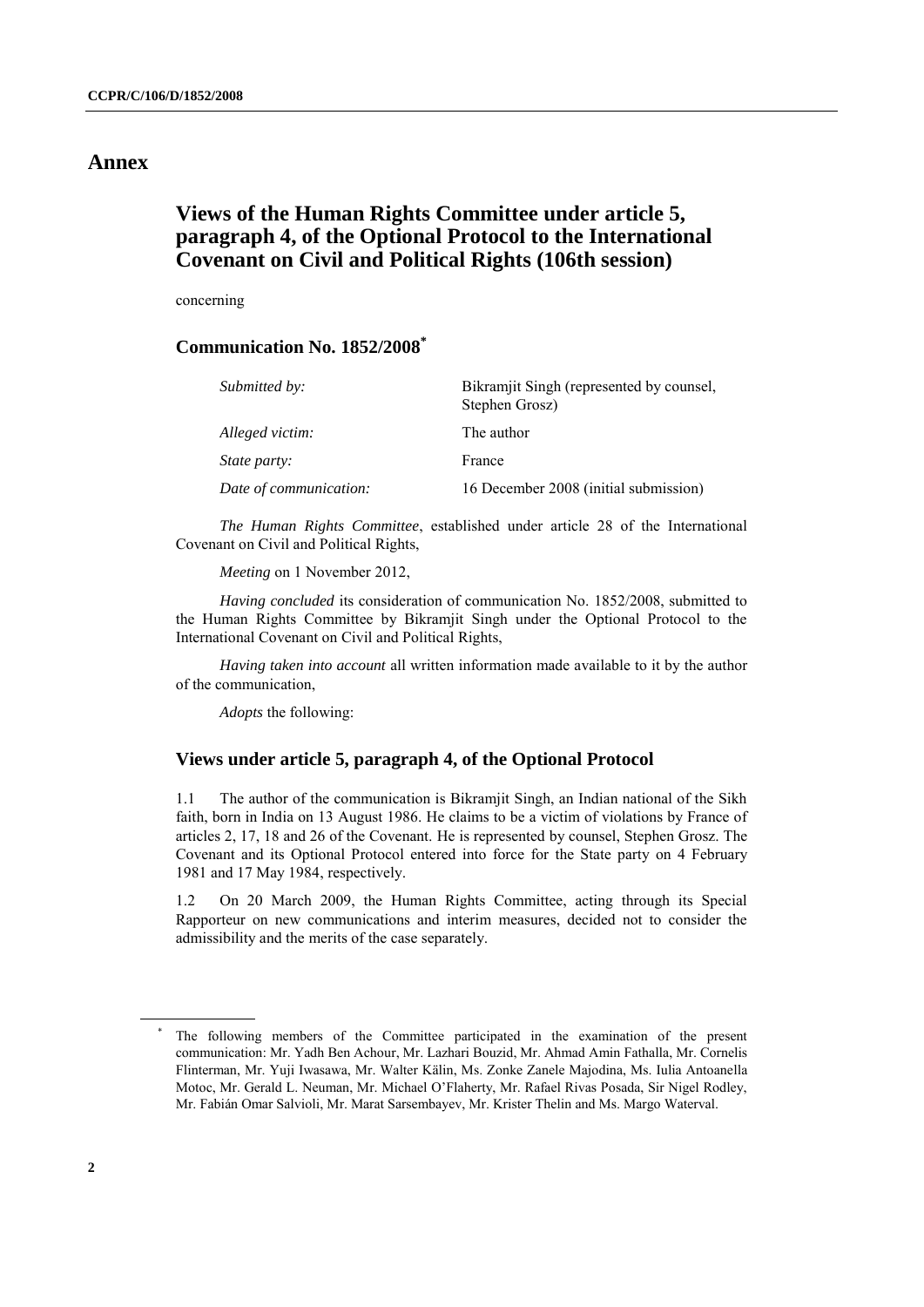# Annex

## Views of the Human Rights Committee under article 5, paragraph 4, of the Optional Protocol to the International Covenant on Civil and Political Rights (106th session)

concerning

### Communication No. 1852/2008*

| | |
|---|---|
| *Submitted by:* | Bikramjit Singh (represented by counsel, Stephen Grosz) |
| *Alleged victim:* | The author |
| *State party:* | France |
| *Date of communication:* | 16 December 2008 (initial submission) |

*The Human Rights Committee*, established under article 28 of the International Covenant on Civil and Political Rights,

*Meeting* on 1 November 2012,

*Having concluded* its consideration of communication No. 1852/2008, submitted to the Human Rights Committee by Bikramjit Singh under the Optional Protocol to the International Covenant on Civil and Political Rights,

*Having taken into account* all written information made available to it by the author of the communication,

*Adopts* the following:

### Views under article 5, paragraph 4, of the Optional Protocol

1.1 The author of the communication is Bikramjit Singh, an Indian national of the Sikh faith, born in India on 13 August 1986. He claims to be a victim of violations by France of articles 2, 17, 18 and 26 of the Covenant. He is represented by counsel, Stephen Grosz. The Covenant and its Optional Protocol entered into force for the State party on 4 February 1981 and 17 May 1984, respectively.

1.2 On 20 March 2009, the Human Rights Committee, acting through its Special Rapporteur on new communications and interim measures, decided not to consider the admissibility and the merits of the case separately.

---

\* The following members of the Committee participated in the examination of the present communication: Mr. Yadh Ben Achour, Mr. Lazhari Bouzid, Mr. Ahmad Amin Fathalla, Mr. Cornelis Flinterman, Mr. Yuji Iwasawa, Mr. Walter Kälin, Ms. Zonke Zanele Majodina, Ms. Iulia Antoanella Motoc, Mr. Gerald L. Neuman, Mr. Michael O'Flaherty, Mr. Rafael Rivas Posada, Sir Nigel Rodley, Mr. Fabián Omar Salvioli, Mr. Marat Sarsembayev, Mr. Krister Thelin and Ms. Margo Waterval.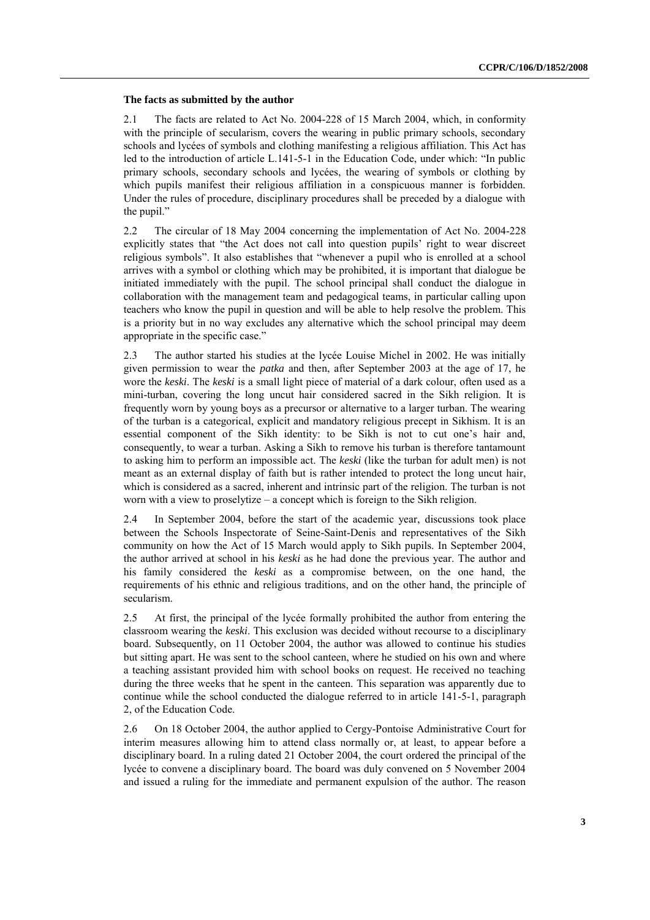### The facts as submitted by the author

2.1 The facts are related to Act No. 2004-228 of 15 March 2004, which, in conformity with the principle of secularism, covers the wearing in public primary schools, secondary schools and lycées of symbols and clothing manifesting a religious affiliation. This Act has led to the introduction of article L.141-5-1 in the Education Code, under which: "In public primary schools, secondary schools and lycées, the wearing of symbols or clothing by which pupils manifest their religious affiliation in a conspicuous manner is forbidden. Under the rules of procedure, disciplinary procedures shall be preceded by a dialogue with the pupil."

2.2 The circular of 18 May 2004 concerning the implementation of Act No. 2004-228 explicitly states that "the Act does not call into question pupils' right to wear discreet religious symbols". It also establishes that "whenever a pupil who is enrolled at a school arrives with a symbol or clothing which may be prohibited, it is important that dialogue be initiated immediately with the pupil. The school principal shall conduct the dialogue in collaboration with the management team and pedagogical teams, in particular calling upon teachers who know the pupil in question and will be able to help resolve the problem. This is a priority but in no way excludes any alternative which the school principal may deem appropriate in the specific case."

2.3 The author started his studies at the lycée Louise Michel in 2002. He was initially given permission to wear the *patka* and then, after September 2003 at the age of 17, he wore the *keski*. The *keski* is a small light piece of material of a dark colour, often used as a mini-turban, covering the long uncut hair considered sacred in the Sikh religion. It is frequently worn by young boys as a precursor or alternative to a larger turban. The wearing of the turban is a categorical, explicit and mandatory religious precept in Sikhism. It is an essential component of the Sikh identity: to be Sikh is not to cut one's hair and, consequently, to wear a turban. Asking a Sikh to remove his turban is therefore tantamount to asking him to perform an impossible act. The *keski* (like the turban for adult men) is not meant as an external display of faith but is rather intended to protect the long uncut hair, which is considered as a sacred, inherent and intrinsic part of the religion. The turban is not worn with a view to proselytize – a concept which is foreign to the Sikh religion.

2.4 In September 2004, before the start of the academic year, discussions took place between the Schools Inspectorate of Seine-Saint-Denis and representatives of the Sikh community on how the Act of 15 March would apply to Sikh pupils. In September 2004, the author arrived at school in his *keski* as he had done the previous year. The author and his family considered the *keski* as a compromise between, on the one hand, the requirements of his ethnic and religious traditions, and on the other hand, the principle of secularism.

2.5 At first, the principal of the lycée formally prohibited the author from entering the classroom wearing the *keski*. This exclusion was decided without recourse to a disciplinary board. Subsequently, on 11 October 2004, the author was allowed to continue his studies but sitting apart. He was sent to the school canteen, where he studied on his own and where a teaching assistant provided him with school books on request. He received no teaching during the three weeks that he spent in the canteen. This separation was apparently due to continue while the school conducted the dialogue referred to in article 141-5-1, paragraph 2, of the Education Code.

2.6 On 18 October 2004, the author applied to Cergy-Pontoise Administrative Court for interim measures allowing him to attend class normally or, at least, to appear before a disciplinary board. In a ruling dated 21 October 2004, the court ordered the principal of the lycée to convene a disciplinary board. The board was duly convened on 5 November 2004 and issued a ruling for the immediate and permanent expulsion of the author. The reason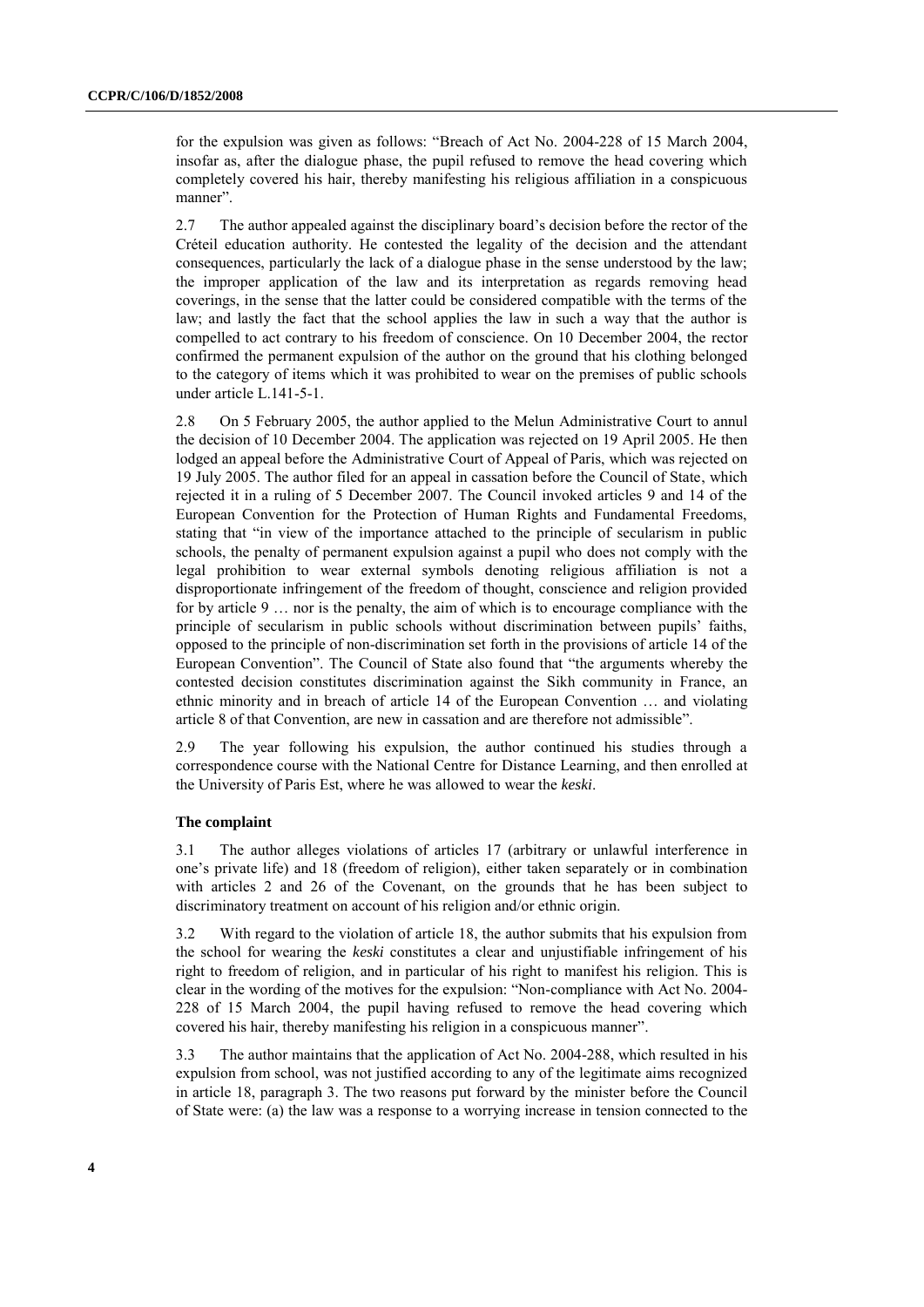for the expulsion was given as follows: "Breach of Act No. 2004-228 of 15 March 2004, insofar as, after the dialogue phase, the pupil refused to remove the head covering which completely covered his hair, thereby manifesting his religious affiliation in a conspicuous manner".

2.7 The author appealed against the disciplinary board's decision before the rector of the Créteil education authority. He contested the legality of the decision and the attendant consequences, particularly the lack of a dialogue phase in the sense understood by the law; the improper application of the law and its interpretation as regards removing head coverings, in the sense that the latter could be considered compatible with the terms of the law; and lastly the fact that the school applies the law in such a way that the author is compelled to act contrary to his freedom of conscience. On 10 December 2004, the rector confirmed the permanent expulsion of the author on the ground that his clothing belonged to the category of items which it was prohibited to wear on the premises of public schools under article L.141-5-1.

2.8 On 5 February 2005, the author applied to the Melun Administrative Court to annul the decision of 10 December 2004. The application was rejected on 19 April 2005. He then lodged an appeal before the Administrative Court of Appeal of Paris, which was rejected on 19 July 2005. The author filed for an appeal in cassation before the Council of State, which rejected it in a ruling of 5 December 2007. The Council invoked articles 9 and 14 of the European Convention for the Protection of Human Rights and Fundamental Freedoms, stating that "in view of the importance attached to the principle of secularism in public schools, the penalty of permanent expulsion against a pupil who does not comply with the legal prohibition to wear external symbols denoting religious affiliation is not a disproportionate infringement of the freedom of thought, conscience and religion provided for by article 9 … nor is the penalty, the aim of which is to encourage compliance with the principle of secularism in public schools without discrimination between pupils' faiths, opposed to the principle of non-discrimination set forth in the provisions of article 14 of the European Convention". The Council of State also found that "the arguments whereby the contested decision constitutes discrimination against the Sikh community in France, an ethnic minority and in breach of article 14 of the European Convention … and violating article 8 of that Convention, are new in cassation and are therefore not admissible".

2.9 The year following his expulsion, the author continued his studies through a correspondence course with the National Centre for Distance Learning, and then enrolled at the University of Paris Est, where he was allowed to wear the *keski*.

### The complaint

3.1 The author alleges violations of articles 17 (arbitrary or unlawful interference in one's private life) and 18 (freedom of religion), either taken separately or in combination with articles 2 and 26 of the Covenant, on the grounds that he has been subject to discriminatory treatment on account of his religion and/or ethnic origin.

3.2 With regard to the violation of article 18, the author submits that his expulsion from the school for wearing the *keski* constitutes a clear and unjustifiable infringement of his right to freedom of religion, and in particular of his right to manifest his religion. This is clear in the wording of the motives for the expulsion: "Non-compliance with Act No. 2004-228 of 15 March 2004, the pupil having refused to remove the head covering which covered his hair, thereby manifesting his religion in a conspicuous manner".

3.3 The author maintains that the application of Act No. 2004-288, which resulted in his expulsion from school, was not justified according to any of the legitimate aims recognized in article 18, paragraph 3. The two reasons put forward by the minister before the Council of State were: (a) the law was a response to a worrying increase in tension connected to the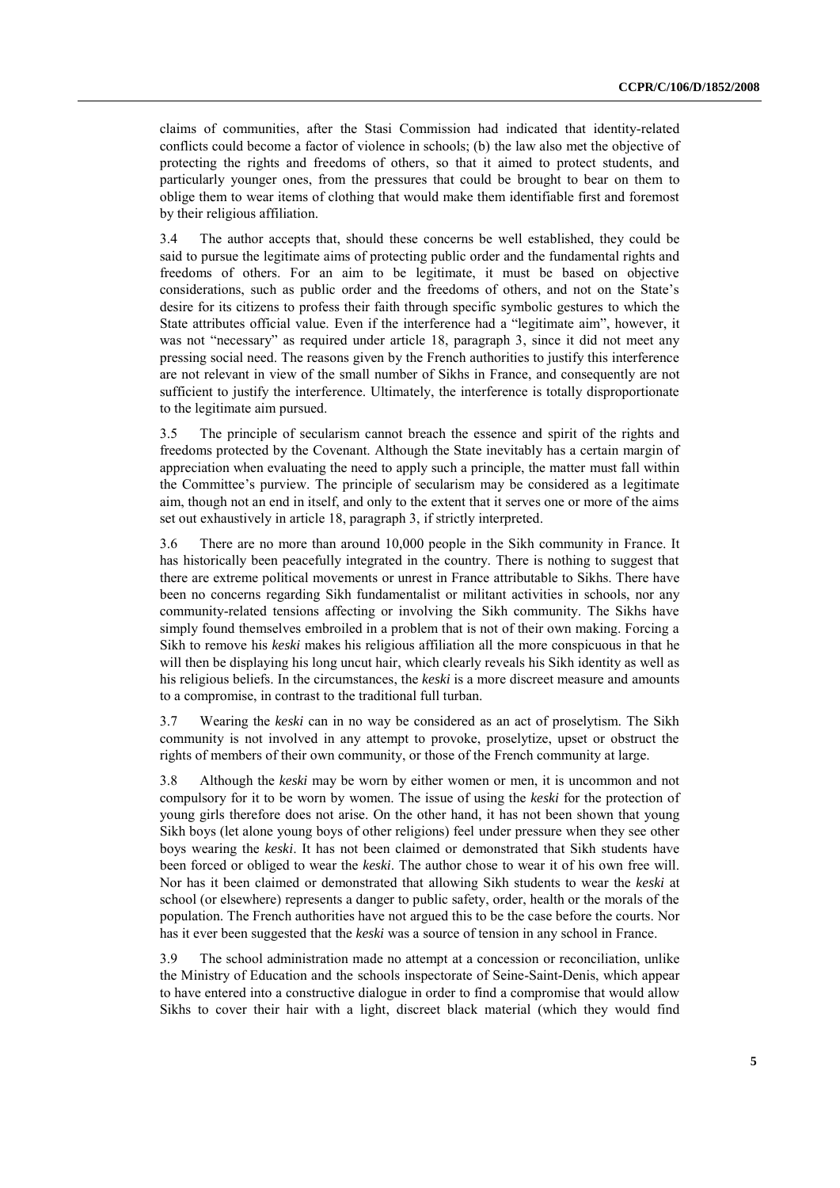claims of communities, after the Stasi Commission had indicated that identity-related conflicts could become a factor of violence in schools; (b) the law also met the objective of protecting the rights and freedoms of others, so that it aimed to protect students, and particularly younger ones, from the pressures that could be brought to bear on them to oblige them to wear items of clothing that would make them identifiable first and foremost by their religious affiliation.

3.4 The author accepts that, should these concerns be well established, they could be said to pursue the legitimate aims of protecting public order and the fundamental rights and freedoms of others. For an aim to be legitimate, it must be based on objective considerations, such as public order and the freedoms of others, and not on the State's desire for its citizens to profess their faith through specific symbolic gestures to which the State attributes official value. Even if the interference had a "legitimate aim", however, it was not "necessary" as required under article 18, paragraph 3, since it did not meet any pressing social need. The reasons given by the French authorities to justify this interference are not relevant in view of the small number of Sikhs in France, and consequently are not sufficient to justify the interference. Ultimately, the interference is totally disproportionate to the legitimate aim pursued.

3.5 The principle of secularism cannot breach the essence and spirit of the rights and freedoms protected by the Covenant. Although the State inevitably has a certain margin of appreciation when evaluating the need to apply such a principle, the matter must fall within the Committee's purview. The principle of secularism may be considered as a legitimate aim, though not an end in itself, and only to the extent that it serves one or more of the aims set out exhaustively in article 18, paragraph 3, if strictly interpreted.

3.6 There are no more than around 10,000 people in the Sikh community in France. It has historically been peacefully integrated in the country. There is nothing to suggest that there are extreme political movements or unrest in France attributable to Sikhs. There have been no concerns regarding Sikh fundamentalist or militant activities in schools, nor any community-related tensions affecting or involving the Sikh community. The Sikhs have simply found themselves embroiled in a problem that is not of their own making. Forcing a Sikh to remove his *keski* makes his religious affiliation all the more conspicuous in that he will then be displaying his long uncut hair, which clearly reveals his Sikh identity as well as his religious beliefs. In the circumstances, the *keski* is a more discreet measure and amounts to a compromise, in contrast to the traditional full turban.

3.7 Wearing the *keski* can in no way be considered as an act of proselytism. The Sikh community is not involved in any attempt to provoke, proselytize, upset or obstruct the rights of members of their own community, or those of the French community at large.

3.8 Although the *keski* may be worn by either women or men, it is uncommon and not compulsory for it to be worn by women. The issue of using the *keski* for the protection of young girls therefore does not arise. On the other hand, it has not been shown that young Sikh boys (let alone young boys of other religions) feel under pressure when they see other boys wearing the *keski*. It has not been claimed or demonstrated that Sikh students have been forced or obliged to wear the *keski*. The author chose to wear it of his own free will. Nor has it been claimed or demonstrated that allowing Sikh students to wear the *keski* at school (or elsewhere) represents a danger to public safety, order, health or the morals of the population. The French authorities have not argued this to be the case before the courts. Nor has it ever been suggested that the *keski* was a source of tension in any school in France.

3.9 The school administration made no attempt at a concession or reconciliation, unlike the Ministry of Education and the schools inspectorate of Seine-Saint-Denis, which appear to have entered into a constructive dialogue in order to find a compromise that would allow Sikhs to cover their hair with a light, discreet black material (which they would find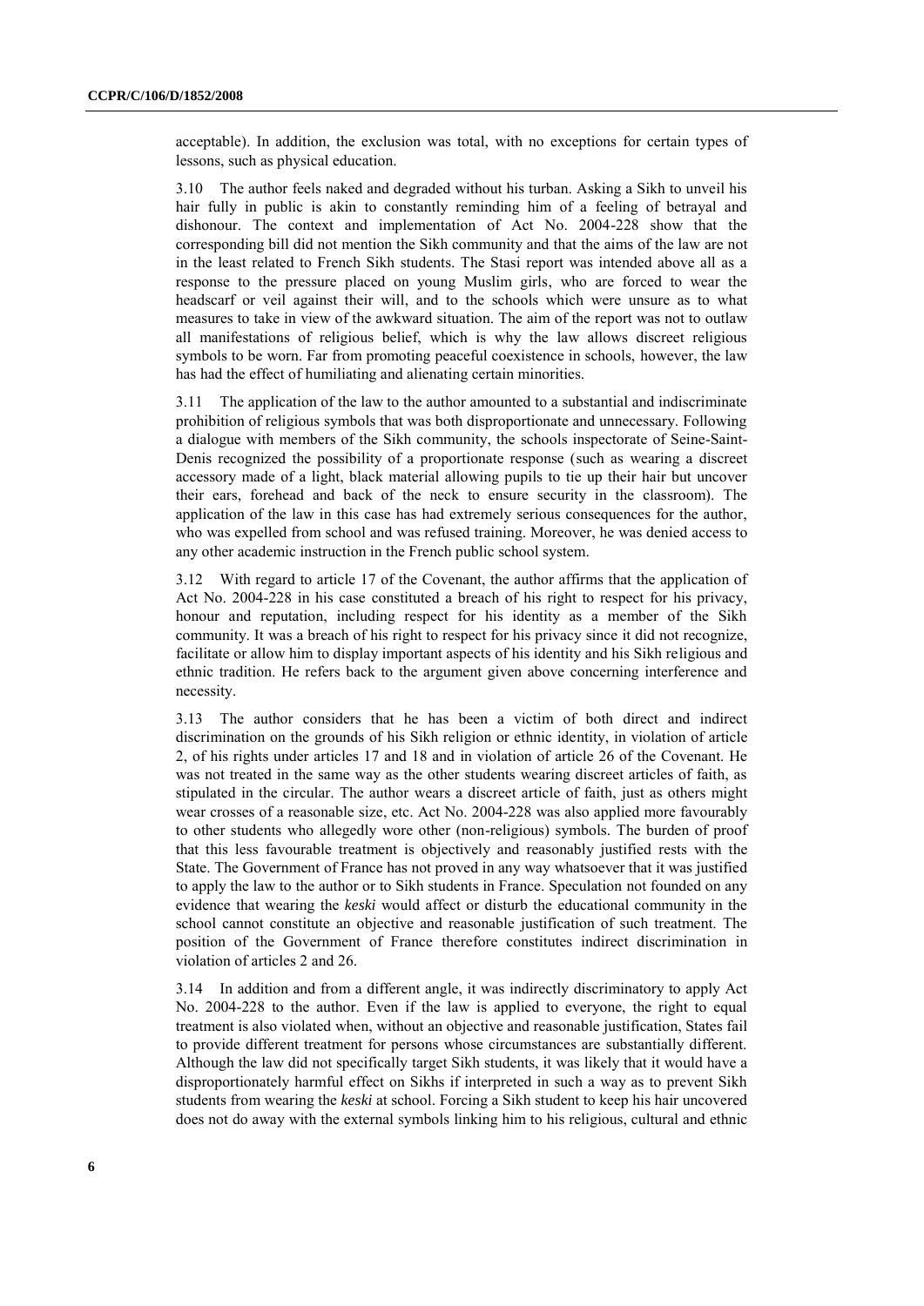acceptable). In addition, the exclusion was total, with no exceptions for certain types of lessons, such as physical education.

3.10 The author feels naked and degraded without his turban. Asking a Sikh to unveil his hair fully in public is akin to constantly reminding him of a feeling of betrayal and dishonour. The context and implementation of Act No. 2004-228 show that the corresponding bill did not mention the Sikh community and that the aims of the law are not in the least related to French Sikh students. The Stasi report was intended above all as a response to the pressure placed on young Muslim girls, who are forced to wear the headscarf or veil against their will, and to the schools which were unsure as to what measures to take in view of the awkward situation. The aim of the report was not to outlaw all manifestations of religious belief, which is why the law allows discreet religious symbols to be worn. Far from promoting peaceful coexistence in schools, however, the law has had the effect of humiliating and alienating certain minorities.

3.11 The application of the law to the author amounted to a substantial and indiscriminate prohibition of religious symbols that was both disproportionate and unnecessary. Following a dialogue with members of the Sikh community, the schools inspectorate of Seine-Saint-Denis recognized the possibility of a proportionate response (such as wearing a discreet accessory made of a light, black material allowing pupils to tie up their hair but uncover their ears, forehead and back of the neck to ensure security in the classroom). The application of the law in this case has had extremely serious consequences for the author, who was expelled from school and was refused training. Moreover, he was denied access to any other academic instruction in the French public school system.

3.12 With regard to article 17 of the Covenant, the author affirms that the application of Act No. 2004-228 in his case constituted a breach of his right to respect for his privacy, honour and reputation, including respect for his identity as a member of the Sikh community. It was a breach of his right to respect for his privacy since it did not recognize, facilitate or allow him to display important aspects of his identity and his Sikh religious and ethnic tradition. He refers back to the argument given above concerning interference and necessity.

3.13 The author considers that he has been a victim of both direct and indirect discrimination on the grounds of his Sikh religion or ethnic identity, in violation of article 2, of his rights under articles 17 and 18 and in violation of article 26 of the Covenant. He was not treated in the same way as the other students wearing discreet articles of faith, as stipulated in the circular. The author wears a discreet article of faith, just as others might wear crosses of a reasonable size, etc. Act No. 2004-228 was also applied more favourably to other students who allegedly wore other (non-religious) symbols. The burden of proof that this less favourable treatment is objectively and reasonably justified rests with the State. The Government of France has not proved in any way whatsoever that it was justified to apply the law to the author or to Sikh students in France. Speculation not founded on any evidence that wearing the *keski* would affect or disturb the educational community in the school cannot constitute an objective and reasonable justification of such treatment. The position of the Government of France therefore constitutes indirect discrimination in violation of articles 2 and 26.

3.14 In addition and from a different angle, it was indirectly discriminatory to apply Act No. 2004-228 to the author. Even if the law is applied to everyone, the right to equal treatment is also violated when, without an objective and reasonable justification, States fail to provide different treatment for persons whose circumstances are substantially different. Although the law did not specifically target Sikh students, it was likely that it would have a disproportionately harmful effect on Sikhs if interpreted in such a way as to prevent Sikh students from wearing the *keski* at school. Forcing a Sikh student to keep his hair uncovered does not do away with the external symbols linking him to his religious, cultural and ethnic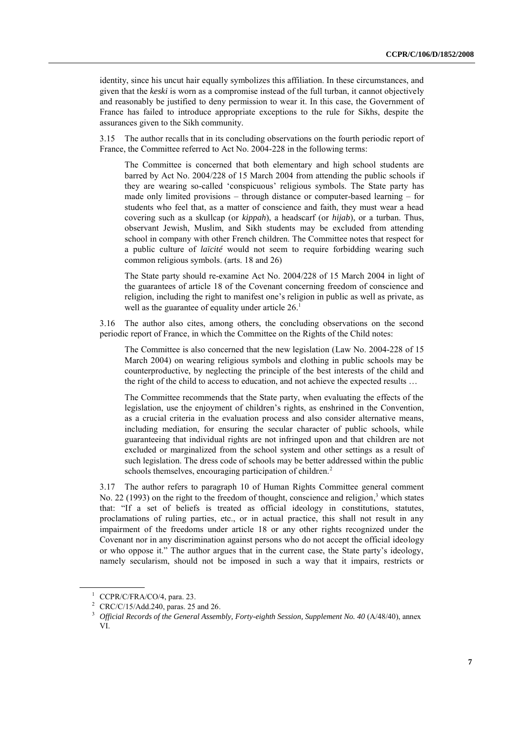identity, since his uncut hair equally symbolizes this affiliation. In these circumstances, and given that the *keski* is worn as a compromise instead of the full turban, it cannot objectively and reasonably be justified to deny permission to wear it. In this case, the Government of France has failed to introduce appropriate exceptions to the rule for Sikhs, despite the assurances given to the Sikh community.

3.15 The author recalls that in its concluding observations on the fourth periodic report of France, the Committee referred to Act No. 2004-228 in the following terms:

> The Committee is concerned that both elementary and high school students are barred by Act No. 2004/228 of 15 March 2004 from attending the public schools if they are wearing so-called 'conspicuous' religious symbols. The State party has made only limited provisions – through distance or computer-based learning – for students who feel that, as a matter of conscience and faith, they must wear a head covering such as a skullcap (or *kippah*), a headscarf (or *hijab*), or a turban. Thus, observant Jewish, Muslim, and Sikh students may be excluded from attending school in company with other French children. The Committee notes that respect for a public culture of *laïcité* would not seem to require forbidding wearing such common religious symbols. (arts. 18 and 26)
>
> The State party should re-examine Act No. 2004/228 of 15 March 2004 in light of the guarantees of article 18 of the Covenant concerning freedom of conscience and religion, including the right to manifest one's religion in public as well as private, as well as the guarantee of equality under article 26.[1]

3.16 The author also cites, among others, the concluding observations on the second periodic report of France, in which the Committee on the Rights of the Child notes:

> The Committee is also concerned that the new legislation (Law No. 2004-228 of 15 March 2004) on wearing religious symbols and clothing in public schools may be counterproductive, by neglecting the principle of the best interests of the child and the right of the child to access to education, and not achieve the expected results …
>
> The Committee recommends that the State party, when evaluating the effects of the legislation, use the enjoyment of children's rights, as enshrined in the Convention, as a crucial criteria in the evaluation process and also consider alternative means, including mediation, for ensuring the secular character of public schools, while guaranteeing that individual rights are not infringed upon and that children are not excluded or marginalized from the school system and other settings as a result of such legislation. The dress code of schools may be better addressed within the public schools themselves, encouraging participation of children.[2]

3.17 The author refers to paragraph 10 of Human Rights Committee general comment No. 22 (1993) on the right to the freedom of thought, conscience and religion,[3] which states that: "If a set of beliefs is treated as official ideology in constitutions, statutes, proclamations of ruling parties, etc., or in actual practice, this shall not result in any impairment of the freedoms under article 18 or any other rights recognized under the Covenant nor in any discrimination against persons who do not accept the official ideology or who oppose it." The author argues that in the current case, the State party's ideology, namely secularism, should not be imposed in such a way that it impairs, restricts or

---

[1] CCPR/C/FRA/CO/4, para. 23.

[2] CRC/C/15/Add.240, paras. 25 and 26.

[3] *Official Records of the General Assembly, Forty-eighth Session, Supplement No. 40* (A/48/40), annex VI.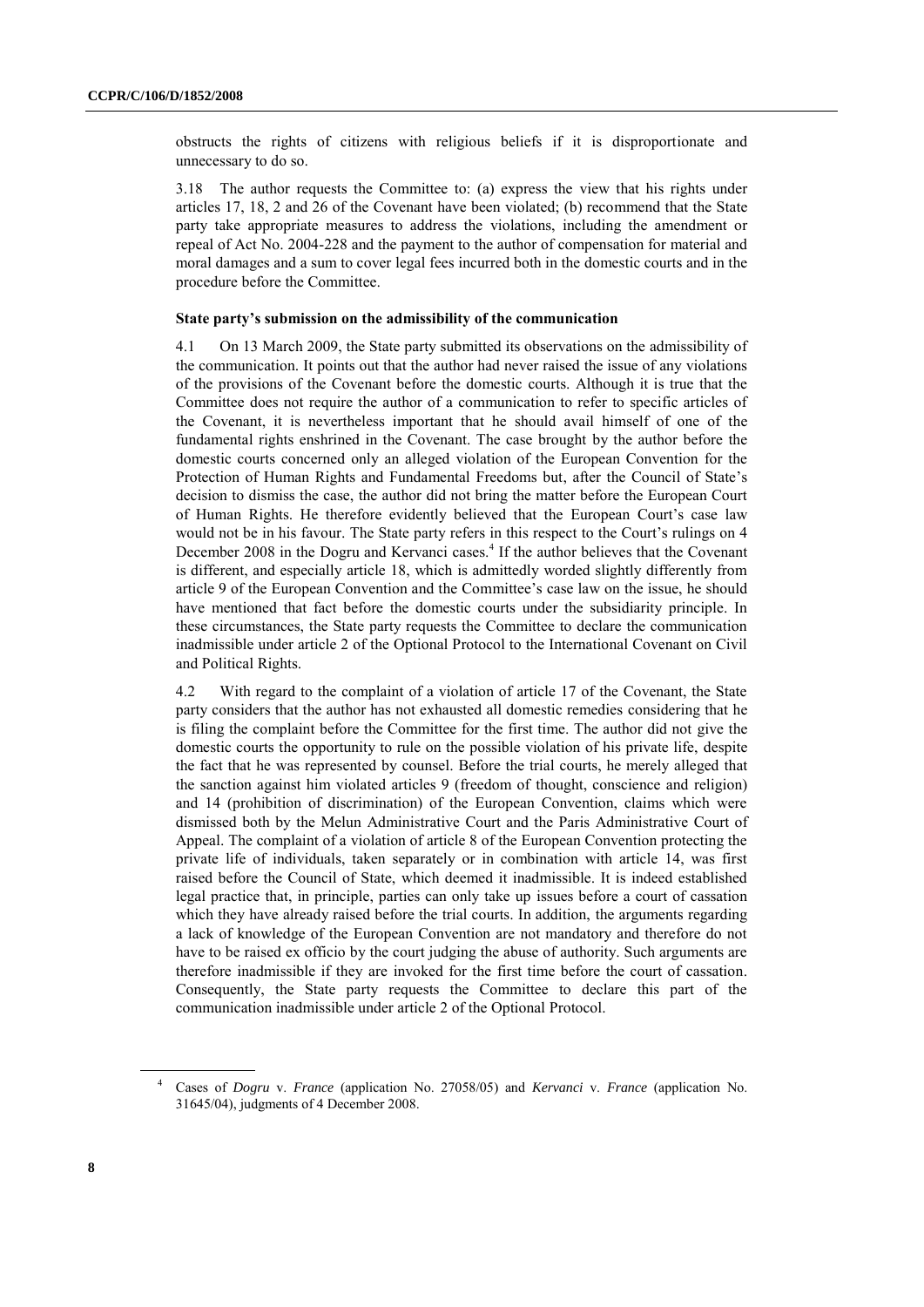obstructs the rights of citizens with religious beliefs if it is disproportionate and unnecessary to do so.

3.18 The author requests the Committee to: (a) express the view that his rights under articles 17, 18, 2 and 26 of the Covenant have been violated; (b) recommend that the State party take appropriate measures to address the violations, including the amendment or repeal of Act No. 2004-228 and the payment to the author of compensation for material and moral damages and a sum to cover legal fees incurred both in the domestic courts and in the procedure before the Committee.

### State party's submission on the admissibility of the communication

4.1 On 13 March 2009, the State party submitted its observations on the admissibility of the communication. It points out that the author had never raised the issue of any violations of the provisions of the Covenant before the domestic courts. Although it is true that the Committee does not require the author of a communication to refer to specific articles of the Covenant, it is nevertheless important that he should avail himself of one of the fundamental rights enshrined in the Covenant. The case brought by the author before the domestic courts concerned only an alleged violation of the European Convention for the Protection of Human Rights and Fundamental Freedoms but, after the Council of State's decision to dismiss the case, the author did not bring the matter before the European Court of Human Rights. He therefore evidently believed that the European Court's case law would not be in his favour. The State party refers in this respect to the Court's rulings on 4 December 2008 in the Dogru and Kervanci cases.[4] If the author believes that the Covenant is different, and especially article 18, which is admittedly worded slightly differently from article 9 of the European Convention and the Committee's case law on the issue, he should have mentioned that fact before the domestic courts under the subsidiarity principle. In these circumstances, the State party requests the Committee to declare the communication inadmissible under article 2 of the Optional Protocol to the International Covenant on Civil and Political Rights.

4.2 With regard to the complaint of a violation of article 17 of the Covenant, the State party considers that the author has not exhausted all domestic remedies considering that he is filing the complaint before the Committee for the first time. The author did not give the domestic courts the opportunity to rule on the possible violation of his private life, despite the fact that he was represented by counsel. Before the trial courts, he merely alleged that the sanction against him violated articles 9 (freedom of thought, conscience and religion) and 14 (prohibition of discrimination) of the European Convention, claims which were dismissed both by the Melun Administrative Court and the Paris Administrative Court of Appeal. The complaint of a violation of article 8 of the European Convention protecting the private life of individuals, taken separately or in combination with article 14, was first raised before the Council of State, which deemed it inadmissible. It is indeed established legal practice that, in principle, parties can only take up issues before a court of cassation which they have already raised before the trial courts. In addition, the arguments regarding a lack of knowledge of the European Convention are not mandatory and therefore do not have to be raised ex officio by the court judging the abuse of authority. Such arguments are therefore inadmissible if they are invoked for the first time before the court of cassation. Consequently, the State party requests the Committee to declare this part of the communication inadmissible under article 2 of the Optional Protocol.

---

[4] Cases of *Dogru* v. *France* (application No. 27058/05) and *Kervanci* v. *France* (application No. 31645/04), judgments of 4 December 2008.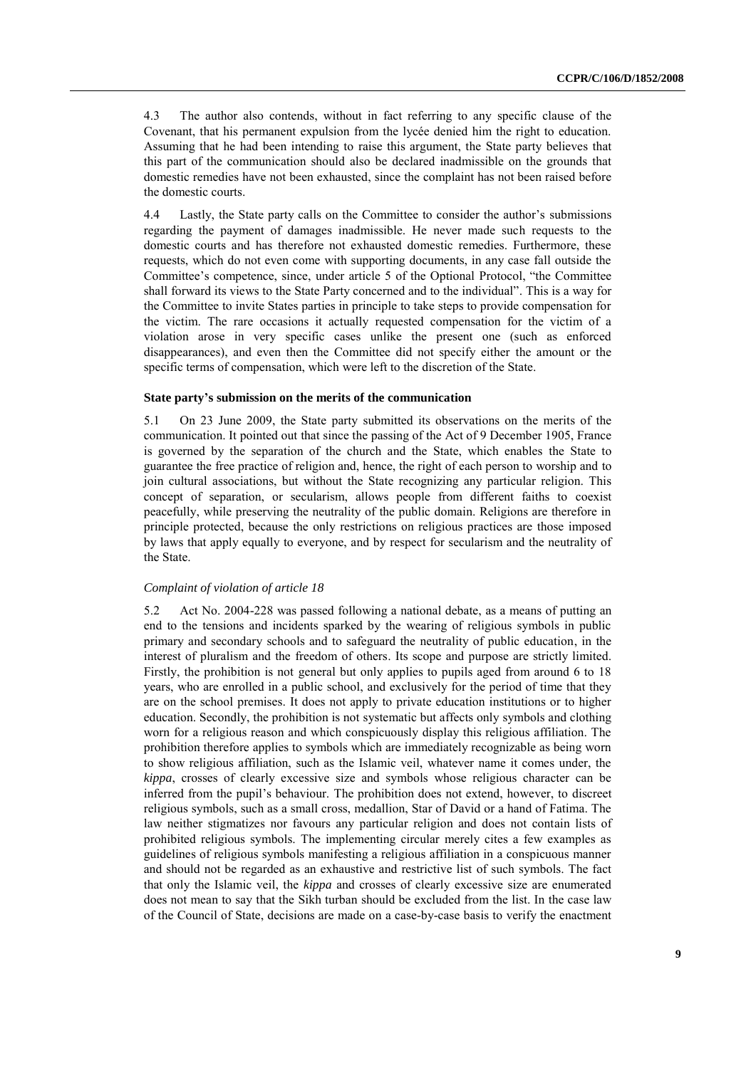4.3 The author also contends, without in fact referring to any specific clause of the Covenant, that his permanent expulsion from the lycée denied him the right to education. Assuming that he had been intending to raise this argument, the State party believes that this part of the communication should also be declared inadmissible on the grounds that domestic remedies have not been exhausted, since the complaint has not been raised before the domestic courts.

4.4 Lastly, the State party calls on the Committee to consider the author's submissions regarding the payment of damages inadmissible. He never made such requests to the domestic courts and has therefore not exhausted domestic remedies. Furthermore, these requests, which do not even come with supporting documents, in any case fall outside the Committee's competence, since, under article 5 of the Optional Protocol, "the Committee shall forward its views to the State Party concerned and to the individual". This is a way for the Committee to invite States parties in principle to take steps to provide compensation for the victim. The rare occasions it actually requested compensation for the victim of a violation arose in very specific cases unlike the present one (such as enforced disappearances), and even then the Committee did not specify either the amount or the specific terms of compensation, which were left to the discretion of the State.

### State party's submission on the merits of the communication

5.1 On 23 June 2009, the State party submitted its observations on the merits of the communication. It pointed out that since the passing of the Act of 9 December 1905, France is governed by the separation of the church and the State, which enables the State to guarantee the free practice of religion and, hence, the right of each person to worship and to join cultural associations, but without the State recognizing any particular religion. This concept of separation, or secularism, allows people from different faiths to coexist peacefully, while preserving the neutrality of the public domain. Religions are therefore in principle protected, because the only restrictions on religious practices are those imposed by laws that apply equally to everyone, and by respect for secularism and the neutrality of the State.

*Complaint of violation of article 18*

5.2 Act No. 2004-228 was passed following a national debate, as a means of putting an end to the tensions and incidents sparked by the wearing of religious symbols in public primary and secondary schools and to safeguard the neutrality of public education, in the interest of pluralism and the freedom of others. Its scope and purpose are strictly limited. Firstly, the prohibition is not general but only applies to pupils aged from around 6 to 18 years, who are enrolled in a public school, and exclusively for the period of time that they are on the school premises. It does not apply to private education institutions or to higher education. Secondly, the prohibition is not systematic but affects only symbols and clothing worn for a religious reason and which conspicuously display this religious affiliation. The prohibition therefore applies to symbols which are immediately recognizable as being worn to show religious affiliation, such as the Islamic veil, whatever name it comes under, the *kippa*, crosses of clearly excessive size and symbols whose religious character can be inferred from the pupil's behaviour. The prohibition does not extend, however, to discreet religious symbols, such as a small cross, medallion, Star of David or a hand of Fatima. The law neither stigmatizes nor favours any particular religion and does not contain lists of prohibited religious symbols. The implementing circular merely cites a few examples as guidelines of religious symbols manifesting a religious affiliation in a conspicuous manner and should not be regarded as an exhaustive and restrictive list of such symbols. The fact that only the Islamic veil, the *kippa* and crosses of clearly excessive size are enumerated does not mean to say that the Sikh turban should be excluded from the list. In the case law of the Council of State, decisions are made on a case-by-case basis to verify the enactment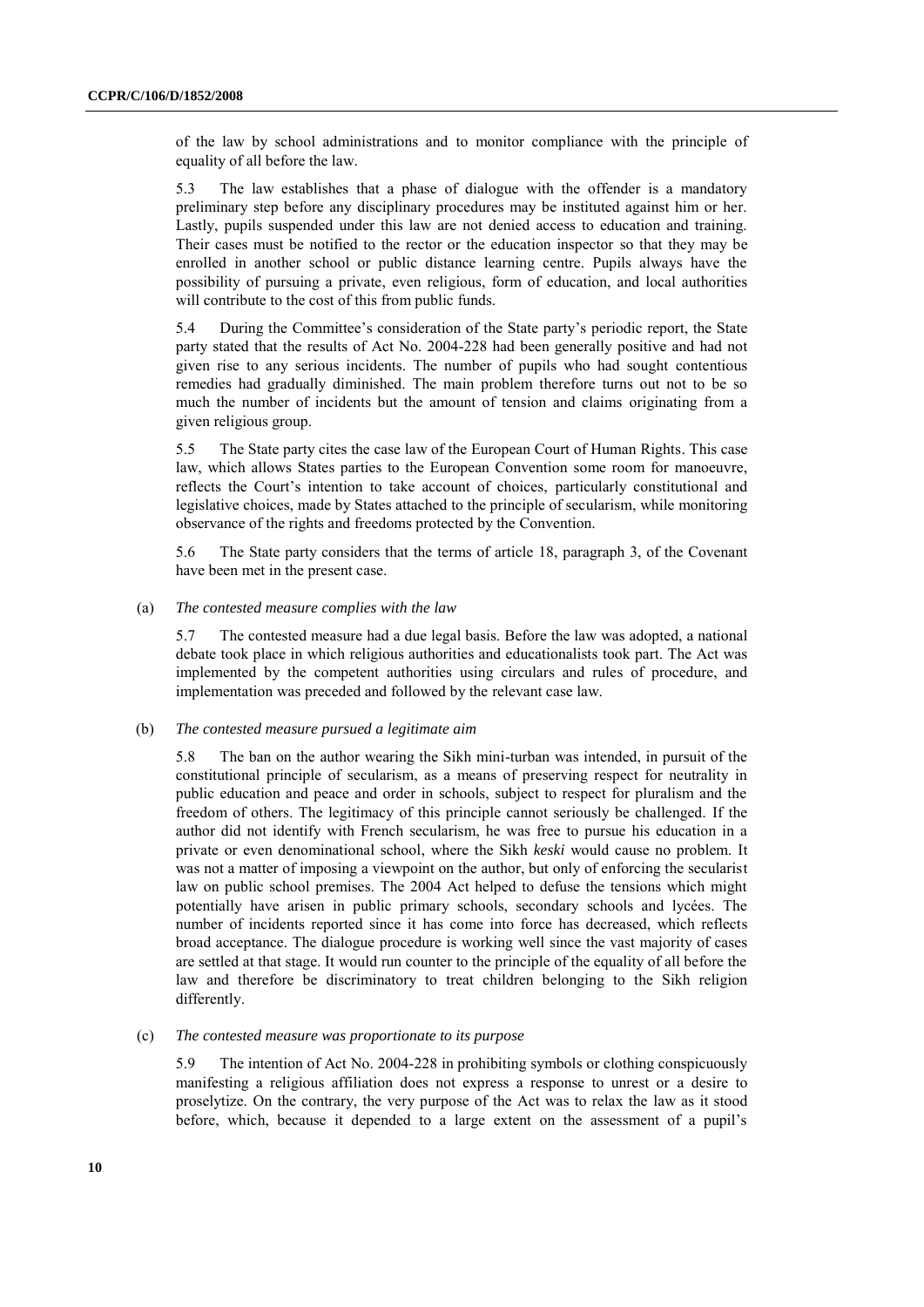of the law by school administrations and to monitor compliance with the principle of equality of all before the law.

5.3 The law establishes that a phase of dialogue with the offender is a mandatory preliminary step before any disciplinary procedures may be instituted against him or her. Lastly, pupils suspended under this law are not denied access to education and training. Their cases must be notified to the rector or the education inspector so that they may be enrolled in another school or public distance learning centre. Pupils always have the possibility of pursuing a private, even religious, form of education, and local authorities will contribute to the cost of this from public funds.

5.4 During the Committee's consideration of the State party's periodic report, the State party stated that the results of Act No. 2004-228 had been generally positive and had not given rise to any serious incidents. The number of pupils who had sought contentious remedies had gradually diminished. The main problem therefore turns out not to be so much the number of incidents but the amount of tension and claims originating from a given religious group.

5.5 The State party cites the case law of the European Court of Human Rights. This case law, which allows States parties to the European Convention some room for manoeuvre, reflects the Court's intention to take account of choices, particularly constitutional and legislative choices, made by States attached to the principle of secularism, while monitoring observance of the rights and freedoms protected by the Convention.

5.6 The State party considers that the terms of article 18, paragraph 3, of the Covenant have been met in the present case.

(a) *The contested measure complies with the law*

5.7 The contested measure had a due legal basis. Before the law was adopted, a national debate took place in which religious authorities and educationalists took part. The Act was implemented by the competent authorities using circulars and rules of procedure, and implementation was preceded and followed by the relevant case law.

(b) *The contested measure pursued a legitimate aim*

5.8 The ban on the author wearing the Sikh mini-turban was intended, in pursuit of the constitutional principle of secularism, as a means of preserving respect for neutrality in public education and peace and order in schools, subject to respect for pluralism and the freedom of others. The legitimacy of this principle cannot seriously be challenged. If the author did not identify with French secularism, he was free to pursue his education in a private or even denominational school, where the Sikh *keski* would cause no problem. It was not a matter of imposing a viewpoint on the author, but only of enforcing the secularist law on public school premises. The 2004 Act helped to defuse the tensions which might potentially have arisen in public primary schools, secondary schools and lycées. The number of incidents reported since it has come into force has decreased, which reflects broad acceptance. The dialogue procedure is working well since the vast majority of cases are settled at that stage. It would run counter to the principle of the equality of all before the law and therefore be discriminatory to treat children belonging to the Sikh religion differently.

(c) *The contested measure was proportionate to its purpose*

5.9 The intention of Act No. 2004-228 in prohibiting symbols or clothing conspicuously manifesting a religious affiliation does not express a response to unrest or a desire to proselytize. On the contrary, the very purpose of the Act was to relax the law as it stood before, which, because it depended to a large extent on the assessment of a pupil's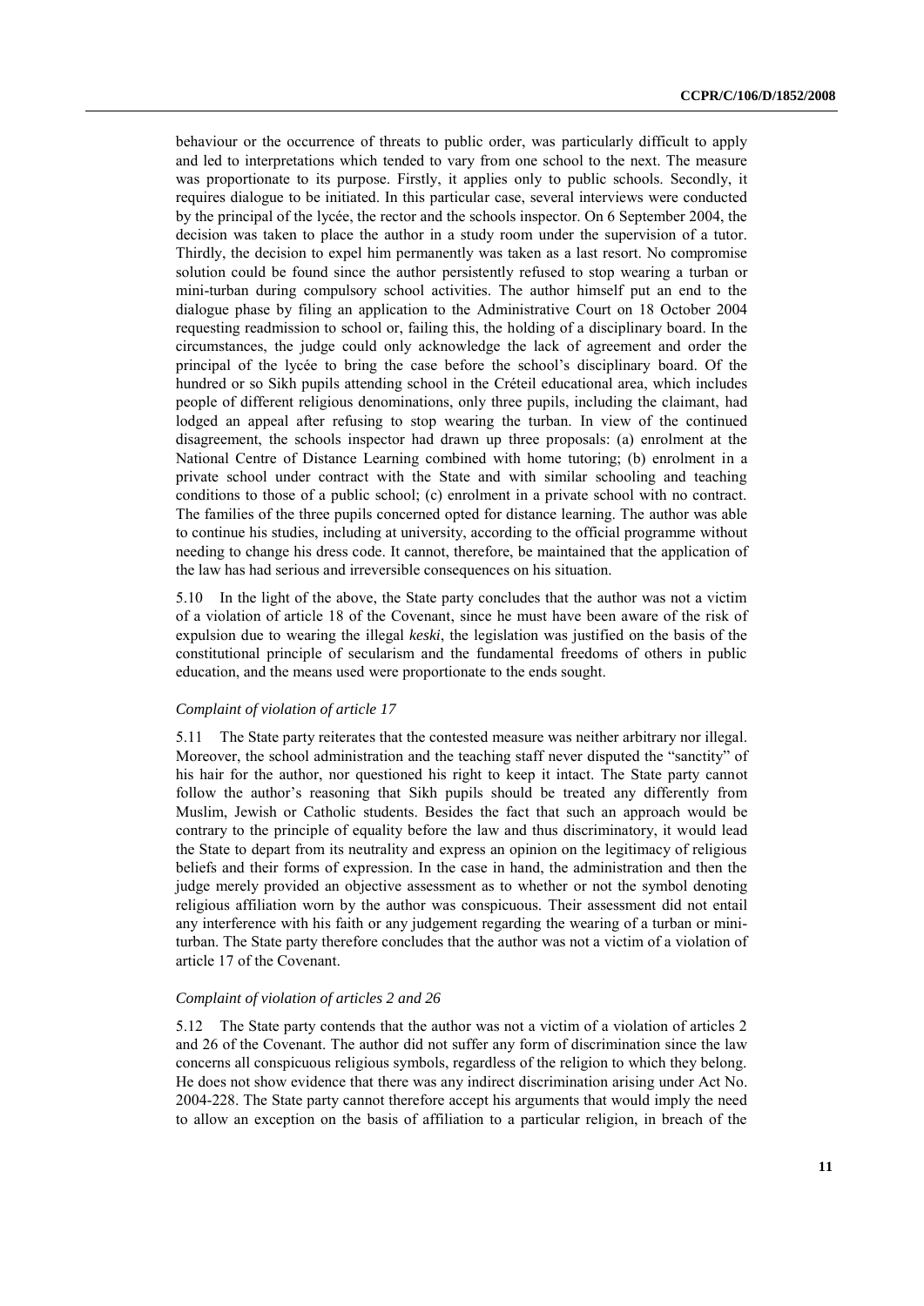behaviour or the occurrence of threats to public order, was particularly difficult to apply and led to interpretations which tended to vary from one school to the next. The measure was proportionate to its purpose. Firstly, it applies only to public schools. Secondly, it requires dialogue to be initiated. In this particular case, several interviews were conducted by the principal of the lycée, the rector and the schools inspector. On 6 September 2004, the decision was taken to place the author in a study room under the supervision of a tutor. Thirdly, the decision to expel him permanently was taken as a last resort. No compromise solution could be found since the author persistently refused to stop wearing a turban or mini-turban during compulsory school activities. The author himself put an end to the dialogue phase by filing an application to the Administrative Court on 18 October 2004 requesting readmission to school or, failing this, the holding of a disciplinary board. In the circumstances, the judge could only acknowledge the lack of agreement and order the principal of the lycée to bring the case before the school's disciplinary board. Of the hundred or so Sikh pupils attending school in the Créteil educational area, which includes people of different religious denominations, only three pupils, including the claimant, had lodged an appeal after refusing to stop wearing the turban. In view of the continued disagreement, the schools inspector had drawn up three proposals: (a) enrolment at the National Centre of Distance Learning combined with home tutoring; (b) enrolment in a private school under contract with the State and with similar schooling and teaching conditions to those of a public school; (c) enrolment in a private school with no contract. The families of the three pupils concerned opted for distance learning. The author was able to continue his studies, including at university, according to the official programme without needing to change his dress code. It cannot, therefore, be maintained that the application of the law has had serious and irreversible consequences on his situation.

5.10 In the light of the above, the State party concludes that the author was not a victim of a violation of article 18 of the Covenant, since he must have been aware of the risk of expulsion due to wearing the illegal *keski*, the legislation was justified on the basis of the constitutional principle of secularism and the fundamental freedoms of others in public education, and the means used were proportionate to the ends sought.

*Complaint of violation of article 17*

5.11 The State party reiterates that the contested measure was neither arbitrary nor illegal. Moreover, the school administration and the teaching staff never disputed the "sanctity" of his hair for the author, nor questioned his right to keep it intact. The State party cannot follow the author's reasoning that Sikh pupils should be treated any differently from Muslim, Jewish or Catholic students. Besides the fact that such an approach would be contrary to the principle of equality before the law and thus discriminatory, it would lead the State to depart from its neutrality and express an opinion on the legitimacy of religious beliefs and their forms of expression. In the case in hand, the administration and then the judge merely provided an objective assessment as to whether or not the symbol denoting religious affiliation worn by the author was conspicuous. Their assessment did not entail any interference with his faith or any judgement regarding the wearing of a turban or mini-turban. The State party therefore concludes that the author was not a victim of a violation of article 17 of the Covenant.

*Complaint of violation of articles 2 and 26*

5.12 The State party contends that the author was not a victim of a violation of articles 2 and 26 of the Covenant. The author did not suffer any form of discrimination since the law concerns all conspicuous religious symbols, regardless of the religion to which they belong. He does not show evidence that there was any indirect discrimination arising under Act No. 2004-228. The State party cannot therefore accept his arguments that would imply the need to allow an exception on the basis of affiliation to a particular religion, in breach of the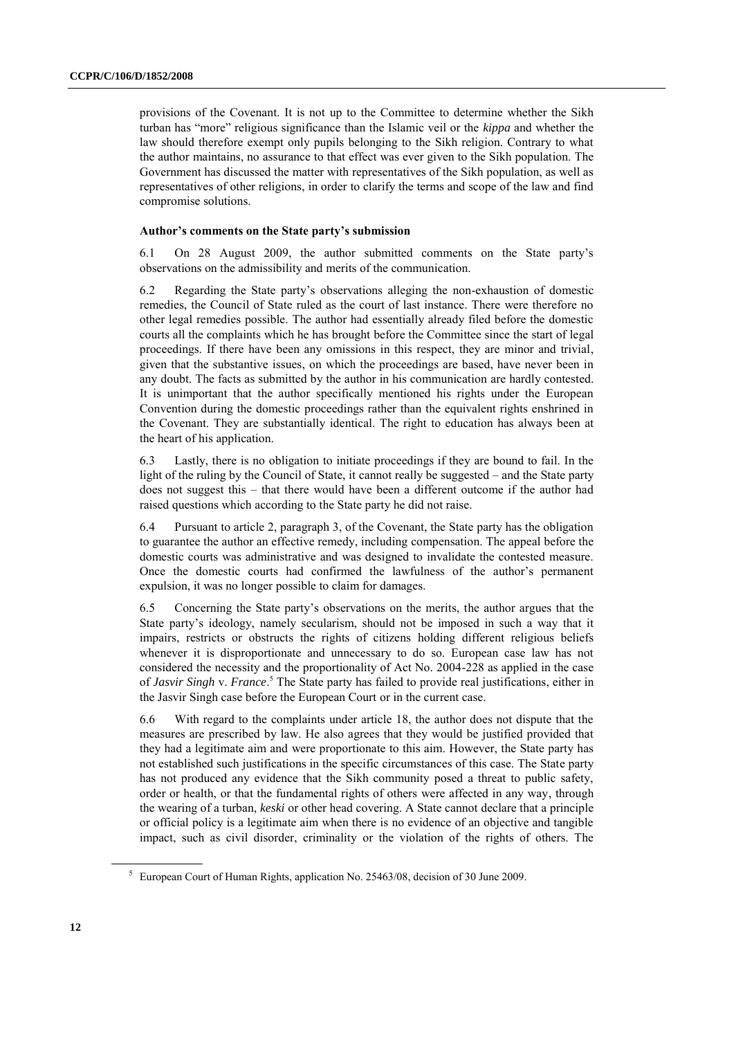provisions of the Covenant. It is not up to the Committee to determine whether the Sikh turban has "more" religious significance than the Islamic veil or the *kippa* and whether the law should therefore exempt only pupils belonging to the Sikh religion. Contrary to what the author maintains, no assurance to that effect was ever given to the Sikh population. The Government has discussed the matter with representatives of the Sikh population, as well as representatives of other religions, in order to clarify the terms and scope of the law and find compromise solutions.

**Author's comments on the State party's submission**

6.1 On 28 August 2009, the author submitted comments on the State party's observations on the admissibility and merits of the communication.

6.2 Regarding the State party's observations alleging the non-exhaustion of domestic remedies, the Council of State ruled as the court of last instance. There were therefore no other legal remedies possible. The author had essentially already filed before the domestic courts all the complaints which he has brought before the Committee since the start of legal proceedings. If there have been any omissions in this respect, they are minor and trivial, given that the substantive issues, on which the proceedings are based, have never been in any doubt. The facts as submitted by the author in his communication are hardly contested. It is unimportant that the author specifically mentioned his rights under the European Convention during the domestic proceedings rather than the equivalent rights enshrined in the Covenant. They are substantially identical. The right to education has always been at the heart of his application.

6.3 Lastly, there is no obligation to initiate proceedings if they are bound to fail. In the light of the ruling by the Council of State, it cannot really be suggested – and the State party does not suggest this – that there would have been a different outcome if the author had raised questions which according to the State party he did not raise.

6.4 Pursuant to article 2, paragraph 3, of the Covenant, the State party has the obligation to guarantee the author an effective remedy, including compensation. The appeal before the domestic courts was administrative and was designed to invalidate the contested measure. Once the domestic courts had confirmed the lawfulness of the author's permanent expulsion, it was no longer possible to claim for damages.

6.5 Concerning the State party's observations on the merits, the author argues that the State party's ideology, namely secularism, should not be imposed in such a way that it impairs, restricts or obstructs the rights of citizens holding different religious beliefs whenever it is disproportionate and unnecessary to do so. European case law has not considered the necessity and the proportionality of Act No. 2004-228 as applied in the case of *Jasvir Singh* v. *France*.[5] The State party has failed to provide real justifications, either in the Jasvir Singh case before the European Court or in the current case.

6.6 With regard to the complaints under article 18, the author does not dispute that the measures are prescribed by law. He also agrees that they would be justified provided that they had a legitimate aim and were proportionate to this aim. However, the State party has not established such justifications in the specific circumstances of this case. The State party has not produced any evidence that the Sikh community posed a threat to public safety, order or health, or that the fundamental rights of others were affected in any way, through the wearing of a turban, *keski* or other head covering. A State cannot declare that a principle or official policy is a legitimate aim when there is no evidence of an objective and tangible impact, such as civil disorder, criminality or the violation of the rights of others. The

[5] European Court of Human Rights, application No. 25463/08, decision of 30 June 2009.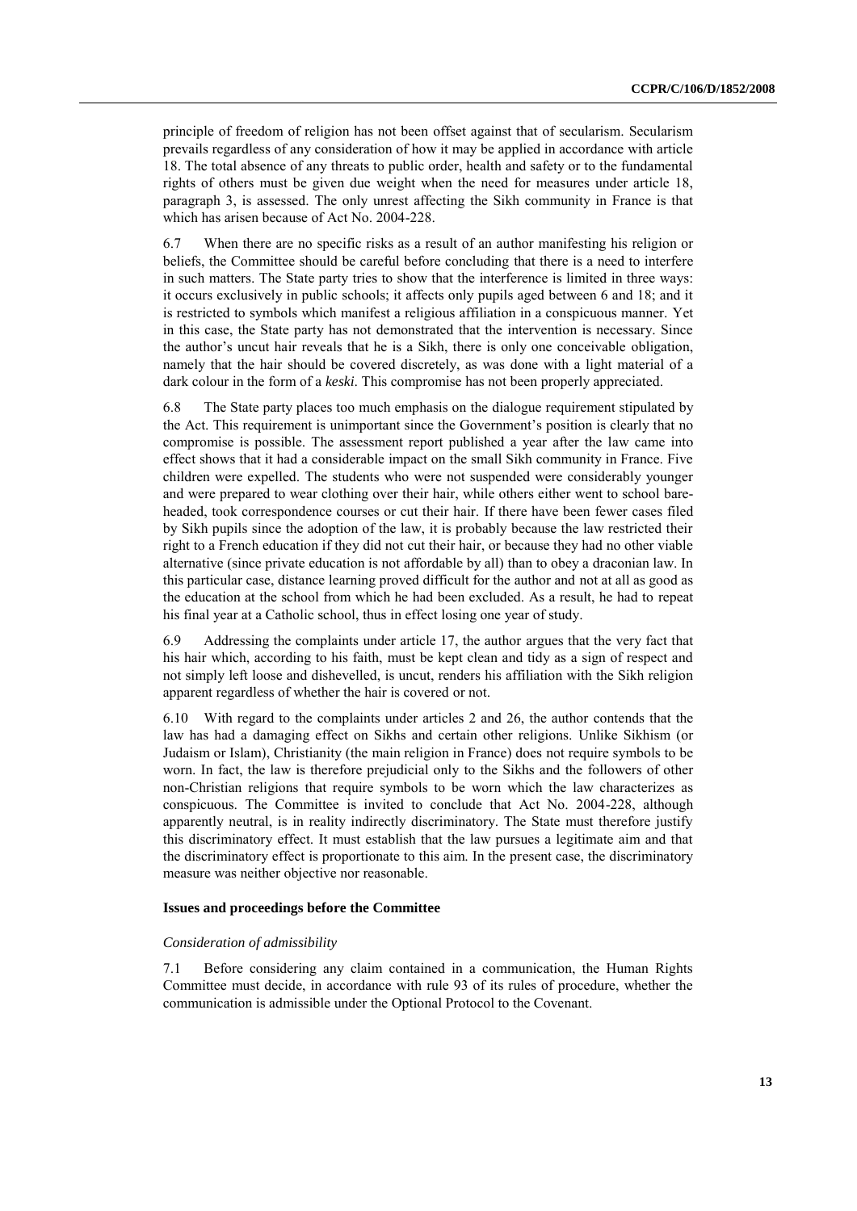principle of freedom of religion has not been offset against that of secularism. Secularism prevails regardless of any consideration of how it may be applied in accordance with article 18. The total absence of any threats to public order, health and safety or to the fundamental rights of others must be given due weight when the need for measures under article 18, paragraph 3, is assessed. The only unrest affecting the Sikh community in France is that which has arisen because of Act No. 2004-228.

6.7 When there are no specific risks as a result of an author manifesting his religion or beliefs, the Committee should be careful before concluding that there is a need to interfere in such matters. The State party tries to show that the interference is limited in three ways: it occurs exclusively in public schools; it affects only pupils aged between 6 and 18; and it is restricted to symbols which manifest a religious affiliation in a conspicuous manner. Yet in this case, the State party has not demonstrated that the intervention is necessary. Since the author's uncut hair reveals that he is a Sikh, there is only one conceivable obligation, namely that the hair should be covered discretely, as was done with a light material of a dark colour in the form of a *keski*. This compromise has not been properly appreciated.

6.8 The State party places too much emphasis on the dialogue requirement stipulated by the Act. This requirement is unimportant since the Government's position is clearly that no compromise is possible. The assessment report published a year after the law came into effect shows that it had a considerable impact on the small Sikh community in France. Five children were expelled. The students who were not suspended were considerably younger and were prepared to wear clothing over their hair, while others either went to school bare-headed, took correspondence courses or cut their hair. If there have been fewer cases filed by Sikh pupils since the adoption of the law, it is probably because the law restricted their right to a French education if they did not cut their hair, or because they had no other viable alternative (since private education is not affordable by all) than to obey a draconian law. In this particular case, distance learning proved difficult for the author and not at all as good as the education at the school from which he had been excluded. As a result, he had to repeat his final year at a Catholic school, thus in effect losing one year of study.

6.9 Addressing the complaints under article 17, the author argues that the very fact that his hair which, according to his faith, must be kept clean and tidy as a sign of respect and not simply left loose and dishevelled, is uncut, renders his affiliation with the Sikh religion apparent regardless of whether the hair is covered or not.

6.10 With regard to the complaints under articles 2 and 26, the author contends that the law has had a damaging effect on Sikhs and certain other religions. Unlike Sikhism (or Judaism or Islam), Christianity (the main religion in France) does not require symbols to be worn. In fact, the law is therefore prejudicial only to the Sikhs and the followers of other non-Christian religions that require symbols to be worn which the law characterizes as conspicuous. The Committee is invited to conclude that Act No. 2004-228, although apparently neutral, is in reality indirectly discriminatory. The State must therefore justify this discriminatory effect. It must establish that the law pursues a legitimate aim and that the discriminatory effect is proportionate to this aim. In the present case, the discriminatory measure was neither objective nor reasonable.

### Issues and proceedings before the Committee

*Consideration of admissibility*

7.1 Before considering any claim contained in a communication, the Human Rights Committee must decide, in accordance with rule 93 of its rules of procedure, whether the communication is admissible under the Optional Protocol to the Covenant.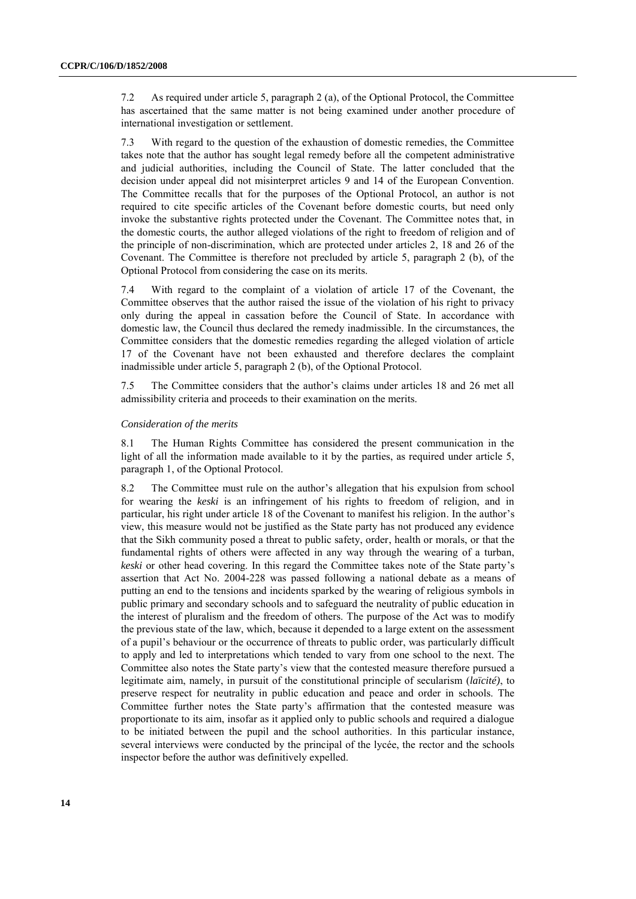7.2 As required under article 5, paragraph 2 (a), of the Optional Protocol, the Committee has ascertained that the same matter is not being examined under another procedure of international investigation or settlement.

7.3 With regard to the question of the exhaustion of domestic remedies, the Committee takes note that the author has sought legal remedy before all the competent administrative and judicial authorities, including the Council of State. The latter concluded that the decision under appeal did not misinterpret articles 9 and 14 of the European Convention. The Committee recalls that for the purposes of the Optional Protocol, an author is not required to cite specific articles of the Covenant before domestic courts, but need only invoke the substantive rights protected under the Covenant. The Committee notes that, in the domestic courts, the author alleged violations of the right to freedom of religion and of the principle of non-discrimination, which are protected under articles 2, 18 and 26 of the Covenant. The Committee is therefore not precluded by article 5, paragraph 2 (b), of the Optional Protocol from considering the case on its merits.

7.4 With regard to the complaint of a violation of article 17 of the Covenant, the Committee observes that the author raised the issue of the violation of his right to privacy only during the appeal in cassation before the Council of State. In accordance with domestic law, the Council thus declared the remedy inadmissible. In the circumstances, the Committee considers that the domestic remedies regarding the alleged violation of article 17 of the Covenant have not been exhausted and therefore declares the complaint inadmissible under article 5, paragraph 2 (b), of the Optional Protocol.

7.5 The Committee considers that the author's claims under articles 18 and 26 met all admissibility criteria and proceeds to their examination on the merits.

*Consideration of the merits*

8.1 The Human Rights Committee has considered the present communication in the light of all the information made available to it by the parties, as required under article 5, paragraph 1, of the Optional Protocol.

8.2 The Committee must rule on the author's allegation that his expulsion from school for wearing the *keski* is an infringement of his rights to freedom of religion, and in particular, his right under article 18 of the Covenant to manifest his religion. In the author's view, this measure would not be justified as the State party has not produced any evidence that the Sikh community posed a threat to public safety, order, health or morals, or that the fundamental rights of others were affected in any way through the wearing of a turban, *keski* or other head covering. In this regard the Committee takes note of the State party's assertion that Act No. 2004-228 was passed following a national debate as a means of putting an end to the tensions and incidents sparked by the wearing of religious symbols in public primary and secondary schools and to safeguard the neutrality of public education in the interest of pluralism and the freedom of others. The purpose of the Act was to modify the previous state of the law, which, because it depended to a large extent on the assessment of a pupil's behaviour or the occurrence of threats to public order, was particularly difficult to apply and led to interpretations which tended to vary from one school to the next. The Committee also notes the State party's view that the contested measure therefore pursued a legitimate aim, namely, in pursuit of the constitutional principle of secularism (*laïcité*), to preserve respect for neutrality in public education and peace and order in schools. The Committee further notes the State party's affirmation that the contested measure was proportionate to its aim, insofar as it applied only to public schools and required a dialogue to be initiated between the pupil and the school authorities. In this particular instance, several interviews were conducted by the principal of the lycée, the rector and the schools inspector before the author was definitively expelled.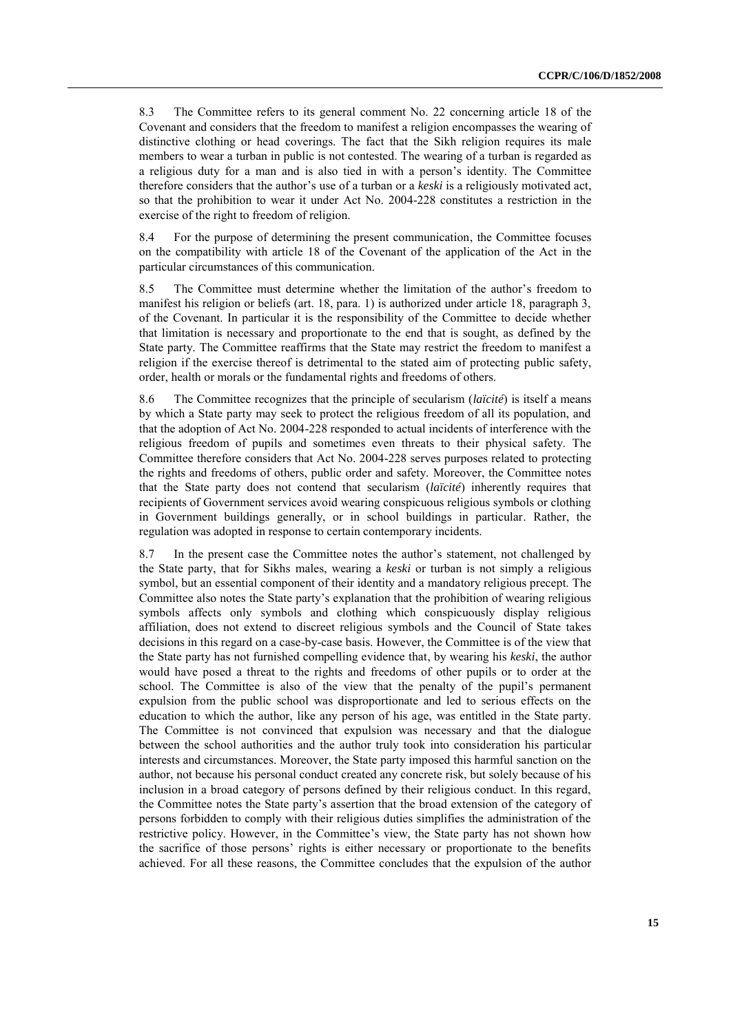8.3 The Committee refers to its general comment No. 22 concerning article 18 of the Covenant and considers that the freedom to manifest a religion encompasses the wearing of distinctive clothing or head coverings. The fact that the Sikh religion requires its male members to wear a turban in public is not contested. The wearing of a turban is regarded as a religious duty for a man and is also tied in with a person's identity. The Committee therefore considers that the author's use of a turban or a *keski* is a religiously motivated act, so that the prohibition to wear it under Act No. 2004-228 constitutes a restriction in the exercise of the right to freedom of religion.

8.4 For the purpose of determining the present communication, the Committee focuses on the compatibility with article 18 of the Covenant of the application of the Act in the particular circumstances of this communication.

8.5 The Committee must determine whether the limitation of the author's freedom to manifest his religion or beliefs (art. 18, para. 1) is authorized under article 18, paragraph 3, of the Covenant. In particular it is the responsibility of the Committee to decide whether that limitation is necessary and proportionate to the end that is sought, as defined by the State party. The Committee reaffirms that the State may restrict the freedom to manifest a religion if the exercise thereof is detrimental to the stated aim of protecting public safety, order, health or morals or the fundamental rights and freedoms of others.

8.6 The Committee recognizes that the principle of secularism (*laïcité*) is itself a means by which a State party may seek to protect the religious freedom of all its population, and that the adoption of Act No. 2004-228 responded to actual incidents of interference with the religious freedom of pupils and sometimes even threats to their physical safety. The Committee therefore considers that Act No. 2004-228 serves purposes related to protecting the rights and freedoms of others, public order and safety. Moreover, the Committee notes that the State party does not contend that secularism (*laïcité*) inherently requires that recipients of Government services avoid wearing conspicuous religious symbols or clothing in Government buildings generally, or in school buildings in particular. Rather, the regulation was adopted in response to certain contemporary incidents.

8.7 In the present case the Committee notes the author's statement, not challenged by the State party, that for Sikhs males, wearing a *keski* or turban is not simply a religious symbol, but an essential component of their identity and a mandatory religious precept. The Committee also notes the State party's explanation that the prohibition of wearing religious symbols affects only symbols and clothing which conspicuously display religious affiliation, does not extend to discreet religious symbols and the Council of State takes decisions in this regard on a case-by-case basis. However, the Committee is of the view that the State party has not furnished compelling evidence that, by wearing his *keski*, the author would have posed a threat to the rights and freedoms of other pupils or to order at the school. The Committee is also of the view that the penalty of the pupil's permanent expulsion from the public school was disproportionate and led to serious effects on the education to which the author, like any person of his age, was entitled in the State party. The Committee is not convinced that expulsion was necessary and that the dialogue between the school authorities and the author truly took into consideration his particular interests and circumstances. Moreover, the State party imposed this harmful sanction on the author, not because his personal conduct created any concrete risk, but solely because of his inclusion in a broad category of persons defined by their religious conduct. In this regard, the Committee notes the State party's assertion that the broad extension of the category of persons forbidden to comply with their religious duties simplifies the administration of the restrictive policy. However, in the Committee's view, the State party has not shown how the sacrifice of those persons' rights is either necessary or proportionate to the benefits achieved. For all these reasons, the Committee concludes that the expulsion of the author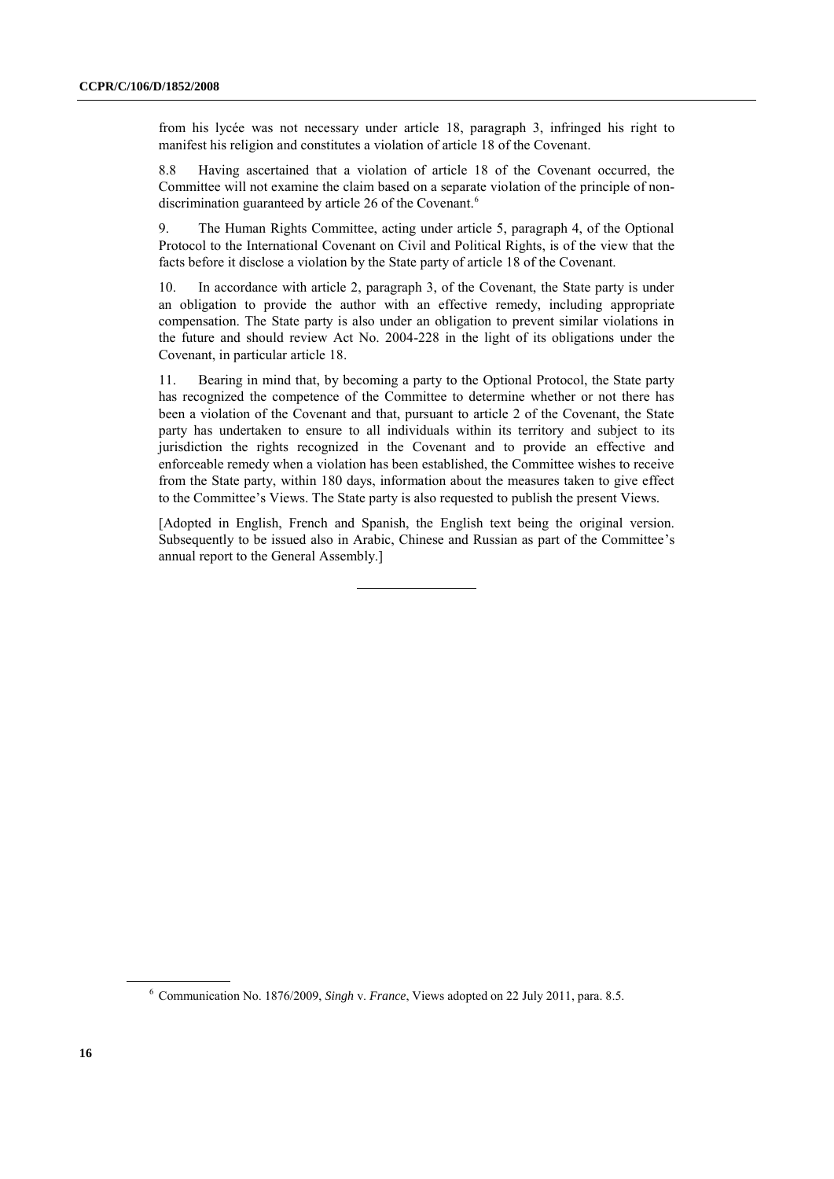from his lycée was not necessary under article 18, paragraph 3, infringed his right to manifest his religion and constitutes a violation of article 18 of the Covenant.

8.8 Having ascertained that a violation of article 18 of the Covenant occurred, the Committee will not examine the claim based on a separate violation of the principle of non-discrimination guaranteed by article 26 of the Covenant.[6]

9. The Human Rights Committee, acting under article 5, paragraph 4, of the Optional Protocol to the International Covenant on Civil and Political Rights, is of the view that the facts before it disclose a violation by the State party of article 18 of the Covenant.

10. In accordance with article 2, paragraph 3, of the Covenant, the State party is under an obligation to provide the author with an effective remedy, including appropriate compensation. The State party is also under an obligation to prevent similar violations in the future and should review Act No. 2004-228 in the light of its obligations under the Covenant, in particular article 18.

11. Bearing in mind that, by becoming a party to the Optional Protocol, the State party has recognized the competence of the Committee to determine whether or not there has been a violation of the Covenant and that, pursuant to article 2 of the Covenant, the State party has undertaken to ensure to all individuals within its territory and subject to its jurisdiction the rights recognized in the Covenant and to provide an effective and enforceable remedy when a violation has been established, the Committee wishes to receive from the State party, within 180 days, information about the measures taken to give effect to the Committee's Views. The State party is also requested to publish the present Views.

[Adopted in English, French and Spanish, the English text being the original version. Subsequently to be issued also in Arabic, Chinese and Russian as part of the Committee's annual report to the General Assembly.]

---

[6] Communication No. 1876/2009, *Singh* v. *France*, Views adopted on 22 July 2011, para. 8.5.